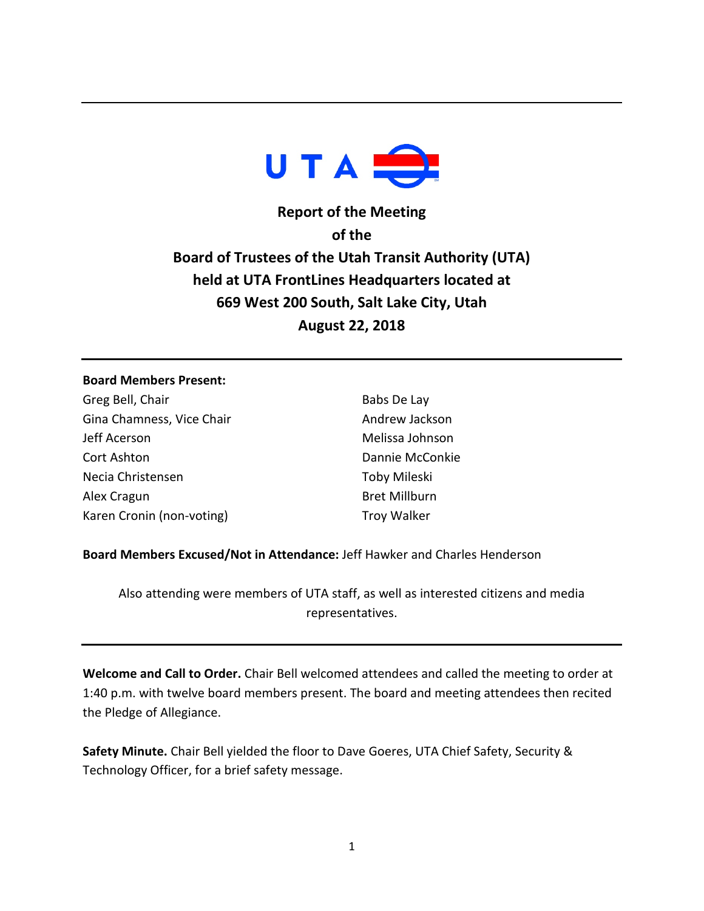UTA

# Report of the Meeting of the Board of Trustees of the Utah Transit Authority (UTA) held at UTA FrontLines Headquarters located at 669 West 200 South, Salt Lake City, Utah August 22, 2018

---

**Board Members Present:**

Greg Bell, Chair
Gina Chamness, Vice Chair
Jeff Acerson
Cort Ashton
Necia Christensen
Alex Cragun
Karen Cronin (non-voting)
Babs De Lay
Andrew Jackson
Melissa Johnson
Dannie McConkie
Toby Mileski
Bret Millburn
Troy Walker

**Board Members Excused/Not in Attendance:** Jeff Hawker and Charles Henderson

Also attending were members of UTA staff, as well as interested citizens and media representatives.

---

**Welcome and Call to Order.** Chair Bell welcomed attendees and called the meeting to order at 1:40 p.m. with twelve board members present. The board and meeting attendees then recited the Pledge of Allegiance.

**Safety Minute.** Chair Bell yielded the floor to Dave Goeres, UTA Chief Safety, Security & Technology Officer, for a brief safety message.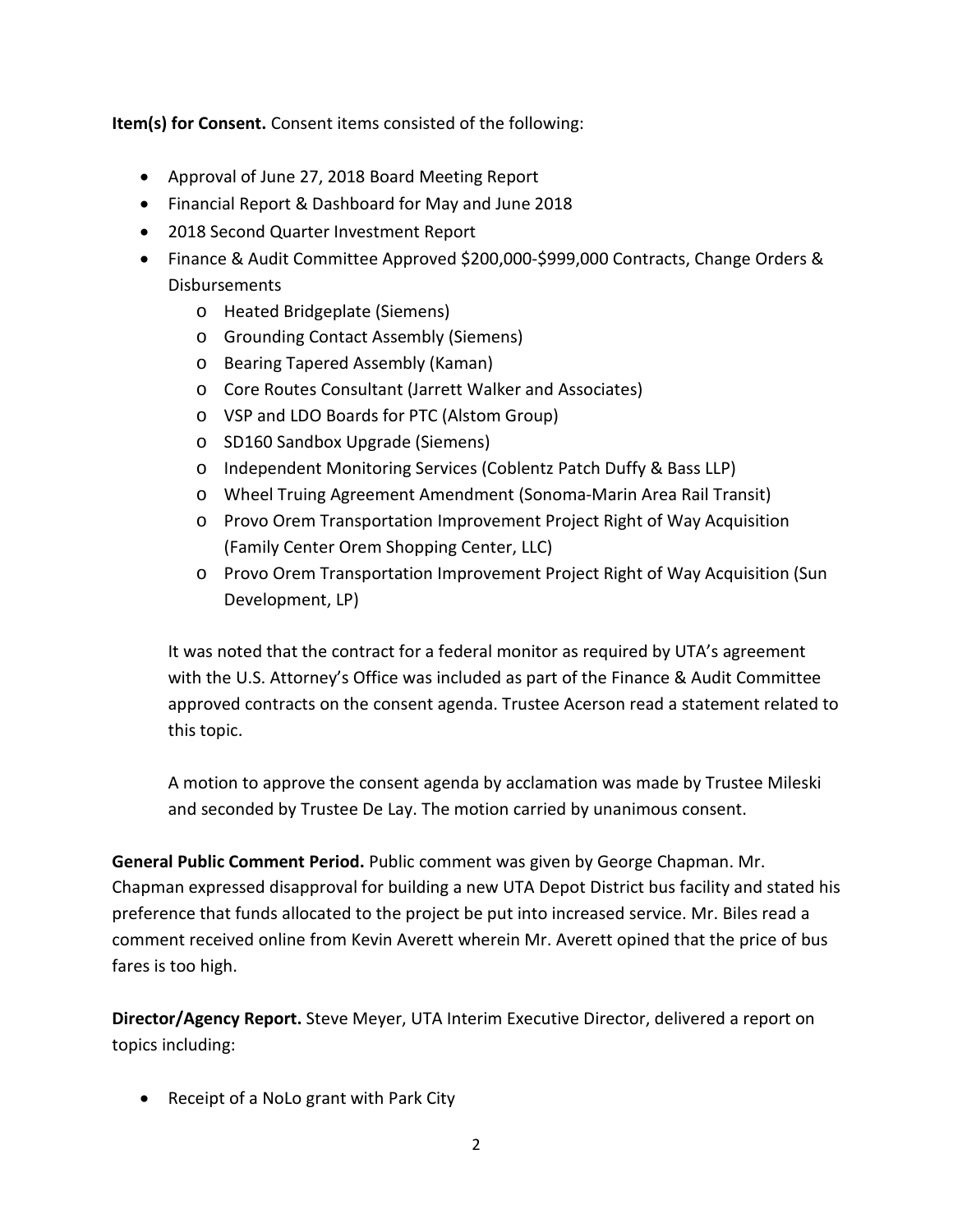**Item(s) for Consent.** Consent items consisted of the following:

- Approval of June 27, 2018 Board Meeting Report
- Financial Report & Dashboard for May and June 2018
- 2018 Second Quarter Investment Report
- Finance & Audit Committee Approved $200,000-$999,000 Contracts, Change Orders & Disbursements
  - Heated Bridgeplate (Siemens)
  - Grounding Contact Assembly (Siemens)
  - Bearing Tapered Assembly (Kaman)
  - Core Routes Consultant (Jarrett Walker and Associates)
  - VSP and LDO Boards for PTC (Alstom Group)
  - SD160 Sandbox Upgrade (Siemens)
  - Independent Monitoring Services (Coblentz Patch Duffy & Bass LLP)
  - Wheel Truing Agreement Amendment (Sonoma-Marin Area Rail Transit)
  - Provo Orem Transportation Improvement Project Right of Way Acquisition (Family Center Orem Shopping Center, LLC)
  - Provo Orem Transportation Improvement Project Right of Way Acquisition (Sun Development, LP)

It was noted that the contract for a federal monitor as required by UTA's agreement with the U.S. Attorney's Office was included as part of the Finance & Audit Committee approved contracts on the consent agenda. Trustee Acerson read a statement related to this topic.

A motion to approve the consent agenda by acclamation was made by Trustee Mileski and seconded by Trustee De Lay. The motion carried by unanimous consent.

**General Public Comment Period.** Public comment was given by George Chapman. Mr. Chapman expressed disapproval for building a new UTA Depot District bus facility and stated his preference that funds allocated to the project be put into increased service. Mr. Biles read a comment received online from Kevin Averett wherein Mr. Averett opined that the price of bus fares is too high.

**Director/Agency Report.** Steve Meyer, UTA Interim Executive Director, delivered a report on topics including:

- Receipt of a NoLo grant with Park City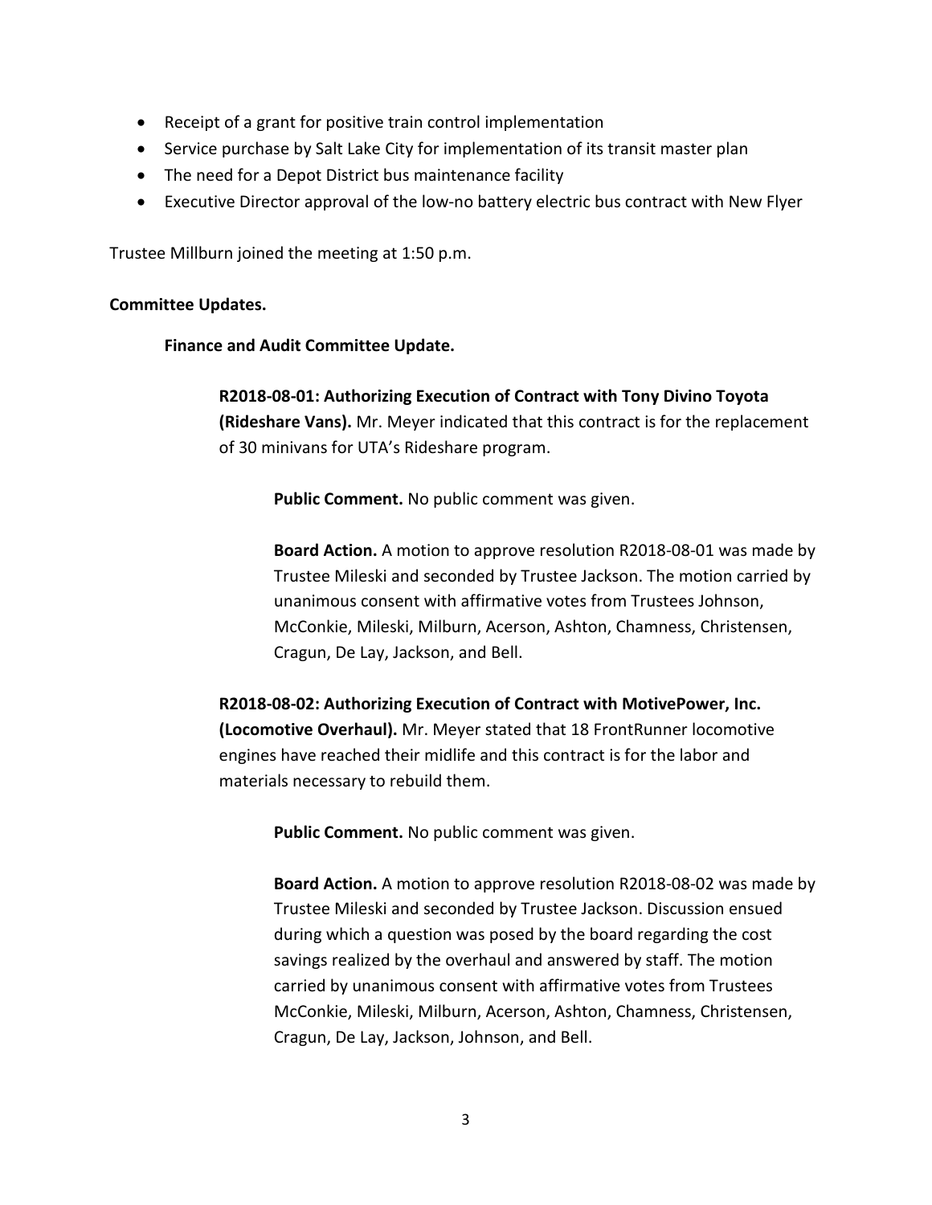- Receipt of a grant for positive train control implementation
- Service purchase by Salt Lake City for implementation of its transit master plan
- The need for a Depot District bus maintenance facility
- Executive Director approval of the low-no battery electric bus contract with New Flyer

Trustee Millburn joined the meeting at 1:50 p.m.

**Committee Updates.**

**Finance and Audit Committee Update.**

**R2018-08-01: Authorizing Execution of Contract with Tony Divino Toyota (Rideshare Vans).** Mr. Meyer indicated that this contract is for the replacement of 30 minivans for UTA's Rideshare program.

**Public Comment.** No public comment was given.

**Board Action.** A motion to approve resolution R2018-08-01 was made by Trustee Mileski and seconded by Trustee Jackson. The motion carried by unanimous consent with affirmative votes from Trustees Johnson, McConkie, Mileski, Milburn, Acerson, Ashton, Chamness, Christensen, Cragun, De Lay, Jackson, and Bell.

**R2018-08-02: Authorizing Execution of Contract with MotivePower, Inc. (Locomotive Overhaul).** Mr. Meyer stated that 18 FrontRunner locomotive engines have reached their midlife and this contract is for the labor and materials necessary to rebuild them.

**Public Comment.** No public comment was given.

**Board Action.** A motion to approve resolution R2018-08-02 was made by Trustee Mileski and seconded by Trustee Jackson. Discussion ensued during which a question was posed by the board regarding the cost savings realized by the overhaul and answered by staff. The motion carried by unanimous consent with affirmative votes from Trustees McConkie, Mileski, Milburn, Acerson, Ashton, Chamness, Christensen, Cragun, De Lay, Jackson, Johnson, and Bell.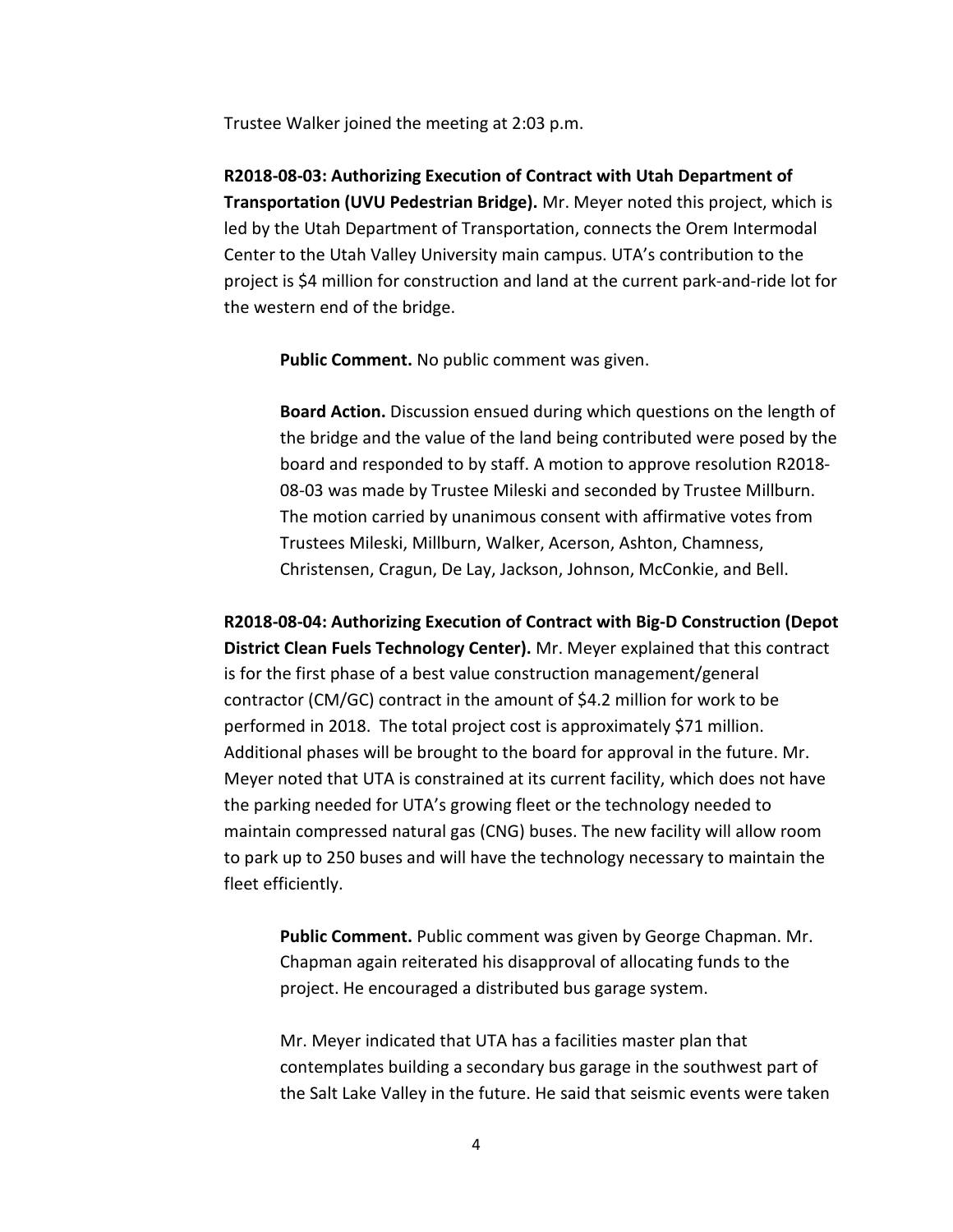Trustee Walker joined the meeting at 2:03 p.m.

**R2018-08-03: Authorizing Execution of Contract with Utah Department of Transportation (UVU Pedestrian Bridge).** Mr. Meyer noted this project, which is led by the Utah Department of Transportation, connects the Orem Intermodal Center to the Utah Valley University main campus. UTA's contribution to the project is $4 million for construction and land at the current park-and-ride lot for the western end of the bridge.

**Public Comment.** No public comment was given.

**Board Action.** Discussion ensued during which questions on the length of the bridge and the value of the land being contributed were posed by the board and responded to by staff. A motion to approve resolution R2018-08-03 was made by Trustee Mileski and seconded by Trustee Millburn. The motion carried by unanimous consent with affirmative votes from Trustees Mileski, Millburn, Walker, Acerson, Ashton, Chamness, Christensen, Cragun, De Lay, Jackson, Johnson, McConkie, and Bell.

**R2018-08-04: Authorizing Execution of Contract with Big-D Construction (Depot District Clean Fuels Technology Center).** Mr. Meyer explained that this contract is for the first phase of a best value construction management/general contractor (CM/GC) contract in the amount of $4.2 million for work to be performed in 2018. The total project cost is approximately $71 million. Additional phases will be brought to the board for approval in the future. Mr. Meyer noted that UTA is constrained at its current facility, which does not have the parking needed for UTA's growing fleet or the technology needed to maintain compressed natural gas (CNG) buses. The new facility will allow room to park up to 250 buses and will have the technology necessary to maintain the fleet efficiently.

**Public Comment.** Public comment was given by George Chapman. Mr. Chapman again reiterated his disapproval of allocating funds to the project. He encouraged a distributed bus garage system.

Mr. Meyer indicated that UTA has a facilities master plan that contemplates building a secondary bus garage in the southwest part of the Salt Lake Valley in the future. He said that seismic events were taken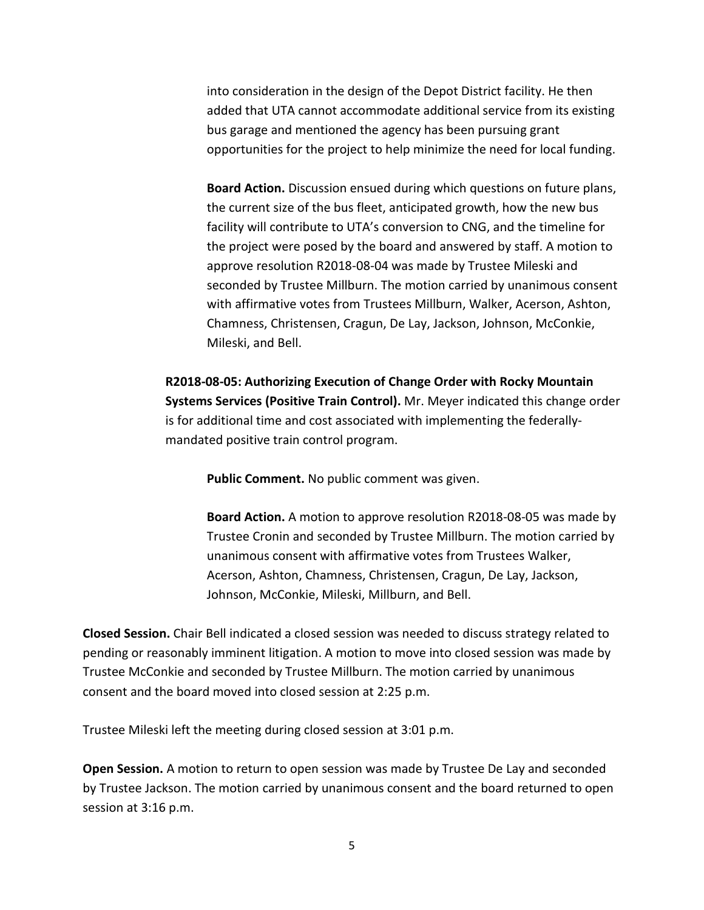into consideration in the design of the Depot District facility. He then added that UTA cannot accommodate additional service from its existing bus garage and mentioned the agency has been pursuing grant opportunities for the project to help minimize the need for local funding.

**Board Action.** Discussion ensued during which questions on future plans, the current size of the bus fleet, anticipated growth, how the new bus facility will contribute to UTA's conversion to CNG, and the timeline for the project were posed by the board and answered by staff. A motion to approve resolution R2018-08-04 was made by Trustee Mileski and seconded by Trustee Millburn. The motion carried by unanimous consent with affirmative votes from Trustees Millburn, Walker, Acerson, Ashton, Chamness, Christensen, Cragun, De Lay, Jackson, Johnson, McConkie, Mileski, and Bell.

**R2018-08-05: Authorizing Execution of Change Order with Rocky Mountain Systems Services (Positive Train Control).** Mr. Meyer indicated this change order is for additional time and cost associated with implementing the federally-mandated positive train control program.

**Public Comment.** No public comment was given.

**Board Action.** A motion to approve resolution R2018-08-05 was made by Trustee Cronin and seconded by Trustee Millburn. The motion carried by unanimous consent with affirmative votes from Trustees Walker, Acerson, Ashton, Chamness, Christensen, Cragun, De Lay, Jackson, Johnson, McConkie, Mileski, Millburn, and Bell.

**Closed Session.** Chair Bell indicated a closed session was needed to discuss strategy related to pending or reasonably imminent litigation. A motion to move into closed session was made by Trustee McConkie and seconded by Trustee Millburn. The motion carried by unanimous consent and the board moved into closed session at 2:25 p.m.

Trustee Mileski left the meeting during closed session at 3:01 p.m.

**Open Session.** A motion to return to open session was made by Trustee De Lay and seconded by Trustee Jackson. The motion carried by unanimous consent and the board returned to open session at 3:16 p.m.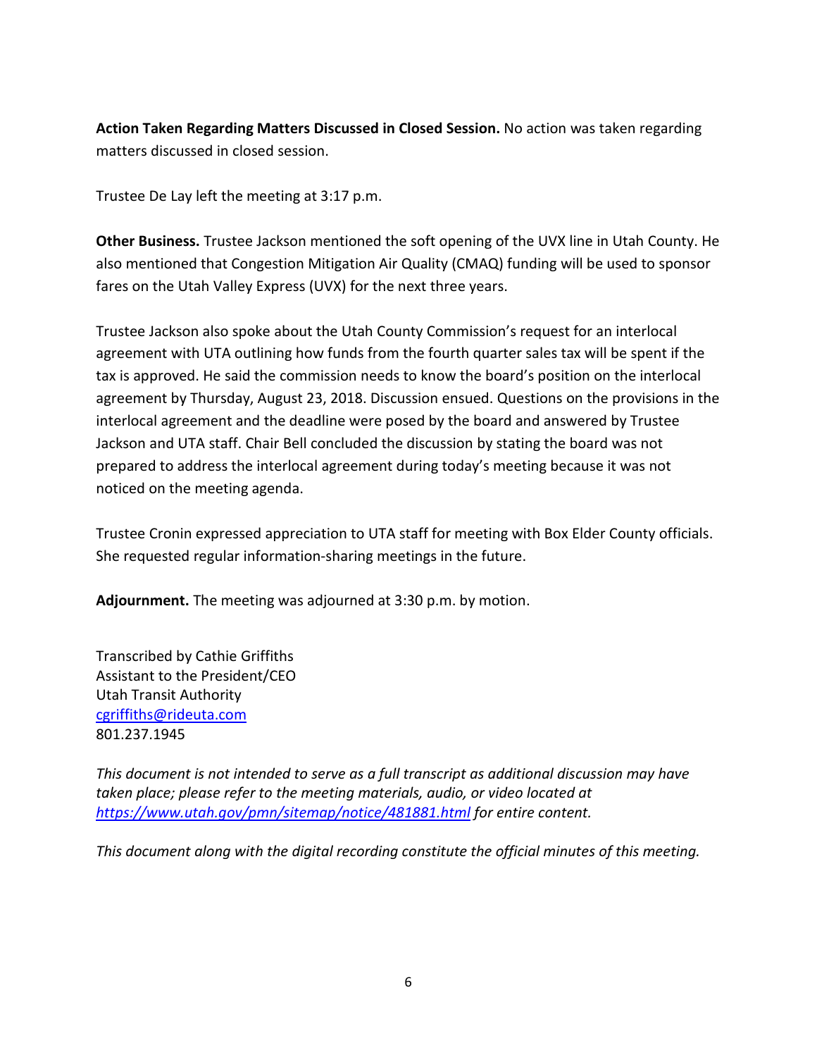**Action Taken Regarding Matters Discussed in Closed Session.** No action was taken regarding matters discussed in closed session.

Trustee De Lay left the meeting at 3:17 p.m.

**Other Business.** Trustee Jackson mentioned the soft opening of the UVX line in Utah County. He also mentioned that Congestion Mitigation Air Quality (CMAQ) funding will be used to sponsor fares on the Utah Valley Express (UVX) for the next three years.

Trustee Jackson also spoke about the Utah County Commission's request for an interlocal agreement with UTA outlining how funds from the fourth quarter sales tax will be spent if the tax is approved. He said the commission needs to know the board's position on the interlocal agreement by Thursday, August 23, 2018. Discussion ensued. Questions on the provisions in the interlocal agreement and the deadline were posed by the board and answered by Trustee Jackson and UTA staff. Chair Bell concluded the discussion by stating the board was not prepared to address the interlocal agreement during today's meeting because it was not noticed on the meeting agenda.

Trustee Cronin expressed appreciation to UTA staff for meeting with Box Elder County officials. She requested regular information-sharing meetings in the future.

**Adjournment.** The meeting was adjourned at 3:30 p.m. by motion.

Transcribed by Cathie Griffiths
Assistant to the President/CEO
Utah Transit Authority
cgriffiths@rideuta.com
801.237.1945

*This document is not intended to serve as a full transcript as additional discussion may have taken place; please refer to the meeting materials, audio, or video located at https://www.utah.gov/pmn/sitemap/notice/481881.html for entire content.*

*This document along with the digital recording constitute the official minutes of this meeting.*